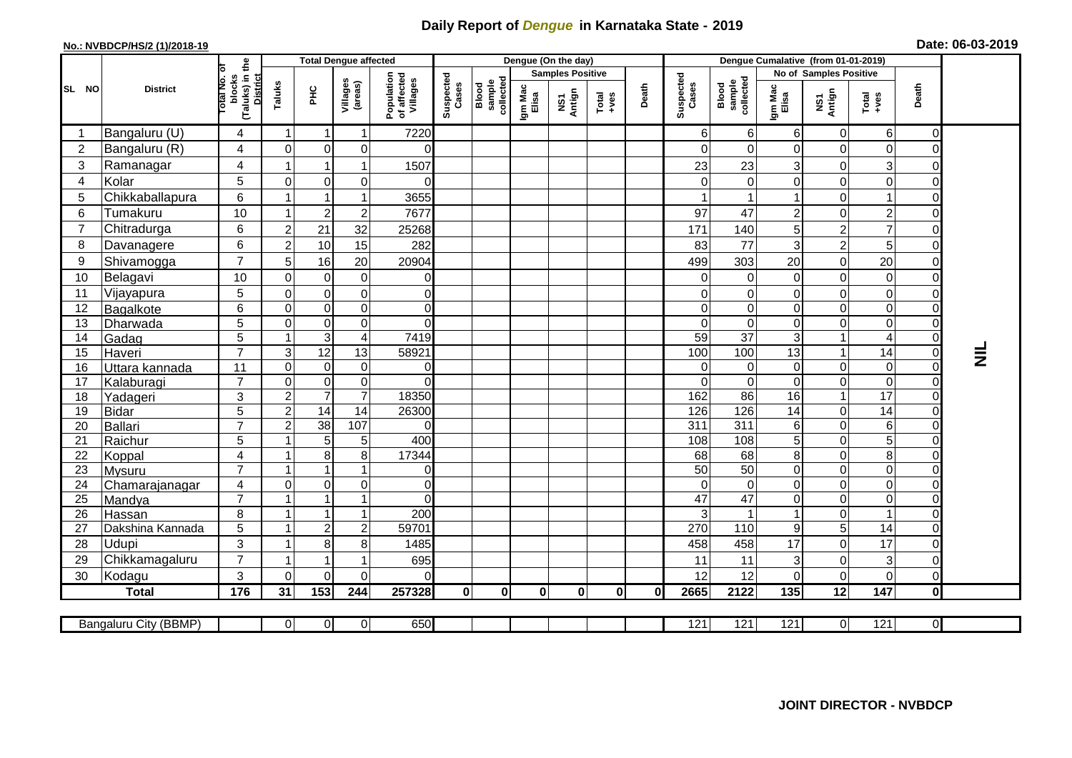# Daily Report of *Dengue* in Karnataka State - 2019

**No.: NVBDCP/HS/2 (1)/2018-19**

**Date: 06-03-2019**

| SL NO | District | Total No. of blocks (Taluks) in the District | Total Dengue affected | | | | Dengue (On the day) | | | | | | | Dengue Cumalative (from 01-01-2019) | | | | | | | |
|---|---|---|---|---|---|---|---|---|---|---|---|---|---|---|---|---|---|---|---|---|
| | | | Taluks | PHC | Villages (areas) | Population of affected Villages | Suspected Cases | Blood sample collected | Samples Positive | | | Death | Suspected Cases | Blood sample collected | No of Samples Positive | | | Death | |
| | | | | | | | | | Igm Mac Elisa | NS1 Antign | Total +ves | | | | Igm Mac Elisa | NS1 Antign | Total +ves | | |
| 1 | Bangaluru (U) | 4 | 1 | 1 | 1 | 7220 | | | | | | | 6 | 6 | 6 | 0 | 6 | 0 | NIL |
| 2 | Bangaluru (R) | 4 | 0 | 0 | 0 | 0 | | | | | | | 0 | 0 | 0 | 0 | 0 | 0 | |
| 3 | Ramanagar | 4 | 1 | 1 | 1 | 1507 | | | | | | | 23 | 23 | 3 | 0 | 3 | 0 | |
| 4 | Kolar | 5 | 0 | 0 | 0 | 0 | | | | | | | 0 | 0 | 0 | 0 | 0 | 0 | |
| 5 | Chikkaballapura | 6 | 1 | 1 | 1 | 3655 | | | | | | | 1 | 1 | 1 | 0 | 1 | 0 | |
| 6 | Tumakuru | 10 | 1 | 2 | 2 | 7677 | | | | | | | 97 | 47 | 2 | 0 | 2 | 0 | |
| 7 | Chitradurga | 6 | 2 | 21 | 32 | 25268 | | | | | | | 171 | 140 | 5 | 2 | 7 | 0 | |
| 8 | Davanagere | 6 | 2 | 10 | 15 | 282 | | | | | | | 83 | 77 | 3 | 2 | 5 | 0 | |
| 9 | Shivamogga | 7 | 5 | 16 | 20 | 20904 | | | | | | | 499 | 303 | 20 | 0 | 20 | 0 | |
| 10 | Belagavi | 10 | 0 | 0 | 0 | 0 | | | | | | | 0 | 0 | 0 | 0 | 0 | 0 | |
| 11 | Vijayapura | 5 | 0 | 0 | 0 | 0 | | | | | | | 0 | 0 | 0 | 0 | 0 | 0 | |
| 12 | Bagalkote | 6 | 0 | 0 | 0 | 0 | | | | | | | 0 | 0 | 0 | 0 | 0 | 0 | |
| 13 | Dharwada | 5 | 0 | 0 | 0 | 0 | | | | | | | 0 | 0 | 0 | 0 | 0 | 0 | |
| 14 | Gadag | 5 | 1 | 3 | 4 | 7419 | | | | | | | 59 | 37 | 3 | 1 | 4 | 0 | |
| 15 | Haveri | 7 | 3 | 12 | 13 | 58921 | | | | | | | 100 | 100 | 13 | 1 | 14 | 0 | |
| 16 | Uttara kannada | 11 | 0 | 0 | 0 | 0 | | | | | | | 0 | 0 | 0 | 0 | 0 | 0 | |
| 17 | Kalaburagi | 7 | 0 | 0 | 0 | 0 | | | | | | | 0 | 0 | 0 | 0 | 0 | 0 | |
| 18 | Yadageri | 3 | 2 | 7 | 7 | 18350 | | | | | | | 162 | 86 | 16 | 1 | 17 | 0 | |
| 19 | Bidar | 5 | 2 | 14 | 14 | 26300 | | | | | | | 126 | 126 | 14 | 0 | 14 | 0 | |
| 20 | Ballari | 7 | 2 | 38 | 107 | 0 | | | | | | | 311 | 311 | 6 | 0 | 6 | 0 | |
| 21 | Raichur | 5 | 1 | 5 | 5 | 400 | | | | | | | 108 | 108 | 5 | 0 | 5 | 0 | |
| 22 | Koppal | 4 | 1 | 8 | 8 | 17344 | | | | | | | 68 | 68 | 8 | 0 | 8 | 0 | |
| 23 | Mysuru | 7 | 1 | 1 | 1 | 0 | | | | | | | 50 | 50 | 0 | 0 | 0 | 0 | |
| 24 | Chamarajanagar | 4 | 0 | 0 | 0 | 0 | | | | | | | 0 | 0 | 0 | 0 | 0 | 0 | |
| 25 | Mandya | 7 | 1 | 1 | 1 | 0 | | | | | | | 47 | 47 | 0 | 0 | 0 | 0 | |
| 26 | Hassan | 8 | 1 | 1 | 1 | 200 | | | | | | | 3 | 1 | 1 | 0 | 1 | 0 | |
| 27 | Dakshina Kannada | 5 | 1 | 2 | 2 | 59701 | | | | | | | 270 | 110 | 9 | 5 | 14 | 0 | |
| 28 | Udupi | 3 | 1 | 8 | 8 | 1485 | | | | | | | 458 | 458 | 17 | 0 | 17 | 0 | |
| 29 | Chikkamagaluru | 7 | 1 | 1 | 1 | 695 | | | | | | | 11 | 11 | 3 | 0 | 3 | 0 | |
| 30 | Kodagu | 3 | 0 | 0 | 0 | 0 | | | | | | | 12 | 12 | 0 | 0 | 0 | 0 | |
| | **Total** | **176** | **31** | **153** | **244** | **257328** | **0** | **0** | **0** | **0** | **0** | **0** | **2665** | **2122** | **135** | **12** | **147** | **0** | |

| Bangaluru City (BBMP) | | 0 | 0 | 0 | 650 | | | | | | | 121 | 121 | 121 | 0 | 121 | 0 | |
|---|---|---|---|---|---|---|---|---|---|---|---|---|---|---|---|---|---|---|

**JOINT DIRECTOR - NVBDCP**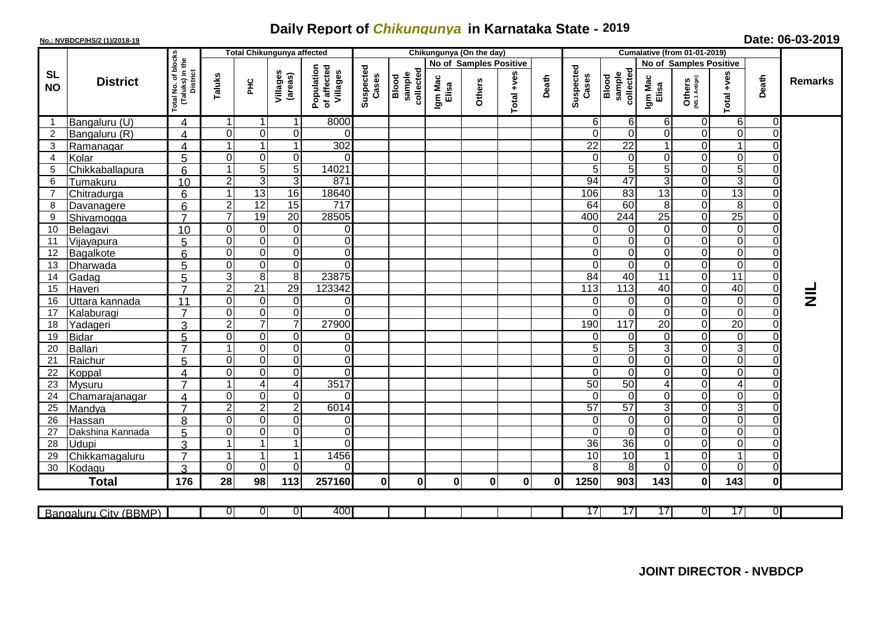# Daily Report of *Chikungunya* in Karnataka State - 2019

**No.: NVBDCP/HS/2 (1)/2018-19**

**Date: 06-03-2019**

| SL NO | District | Total No. of blocks (Taluks) in the District | Total Chikungunya affected | | | | Chikungunya (On the day) | | | | | | | Cumalative (from 01-01-2019) | | | | | | | Remarks |
|---|---|---|---|---|---|---|---|---|---|---|---|---|---|---|---|---|---|---|---|---|---|
| | | | | | | | | | No of Samples Positive | | | | | | | No of Samples Positive | | | | | |
| | | | Taluks | PHC | Villages (areas) | Population of affected Villages | Suspected Cases | Blood sample collected | Igm Mac Elisa | Others | Total +ves | Death | Suspected Cases | Blood sample collected | Igm Mac Elisa | Others (NS 1 Antign) | Total +ves | Death | |
| 1 | Bangaluru (U) | 4 | 1 | 1 | 1 | 8000 | | | | | | | 6 | 6 | 6 | 0 | 6 | 0 | NIL |
| 2 | Bangaluru (R) | 4 | 0 | 0 | 0 | 0 | | | | | | | 0 | 0 | 0 | 0 | 0 | 0 | |
| 3 | Ramanagar | 4 | 1 | 1 | 1 | 302 | | | | | | | 22 | 22 | 1 | 0 | 1 | 0 | |
| 4 | Kolar | 5 | 0 | 0 | 0 | 0 | | | | | | | 0 | 0 | 0 | 0 | 0 | 0 | |
| 5 | Chikkaballapura | 6 | 1 | 5 | 5 | 14021 | | | | | | | 5 | 5 | 5 | 0 | 5 | 0 | |
| 6 | Tumakuru | 10 | 2 | 3 | 3 | 871 | | | | | | | 94 | 47 | 3 | 0 | 3 | 0 | |
| 7 | Chitradurga | 6 | 1 | 13 | 16 | 18640 | | | | | | | 106 | 83 | 13 | 0 | 13 | 0 | |
| 8 | Davanagere | 6 | 2 | 12 | 15 | 717 | | | | | | | 64 | 60 | 8 | 0 | 8 | 0 | |
| 9 | Shivamogga | 7 | 7 | 19 | 20 | 28505 | | | | | | | 400 | 244 | 25 | 0 | 25 | 0 | |
| 10 | Belagavi | 10 | 0 | 0 | 0 | 0 | | | | | | | 0 | 0 | 0 | 0 | 0 | 0 | |
| 11 | Vijayapura | 5 | 0 | 0 | 0 | 0 | | | | | | | 0 | 0 | 0 | 0 | 0 | 0 | |
| 12 | Bagalkote | 6 | 0 | 0 | 0 | 0 | | | | | | | 0 | 0 | 0 | 0 | 0 | 0 | |
| 13 | Dharwada | 5 | 0 | 0 | 0 | 0 | | | | | | | 0 | 0 | 0 | 0 | 0 | 0 | |
| 14 | Gadag | 5 | 3 | 8 | 8 | 23875 | | | | | | | 84 | 40 | 11 | 0 | 11 | 0 | |
| 15 | Haveri | 7 | 2 | 21 | 29 | 123342 | | | | | | | 113 | 113 | 40 | 0 | 40 | 0 | |
| 16 | Uttara kannada | 11 | 0 | 0 | 0 | 0 | | | | | | | 0 | 0 | 0 | 0 | 0 | 0 | |
| 17 | Kalaburagi | 7 | 0 | 0 | 0 | 0 | | | | | | | 0 | 0 | 0 | 0 | 0 | 0 | |
| 18 | Yadageri | 3 | 2 | 7 | 7 | 27900 | | | | | | | 190 | 117 | 20 | 0 | 20 | 0 | |
| 19 | Bidar | 5 | 0 | 0 | 0 | 0 | | | | | | | 0 | 0 | 0 | 0 | 0 | 0 | |
| 20 | Ballari | 7 | 1 | 0 | 0 | 0 | | | | | | | 5 | 5 | 3 | 0 | 3 | 0 | |
| 21 | Raichur | 5 | 0 | 0 | 0 | 0 | | | | | | | 0 | 0 | 0 | 0 | 0 | 0 | |
| 22 | Koppal | 4 | 0 | 0 | 0 | 0 | | | | | | | 0 | 0 | 0 | 0 | 0 | 0 | |
| 23 | Mysuru | 7 | 1 | 4 | 4 | 3517 | | | | | | | 50 | 50 | 4 | 0 | 4 | 0 | |
| 24 | Chamarajanagar | 4 | 0 | 0 | 0 | 0 | | | | | | | 0 | 0 | 0 | 0 | 0 | 0 | |
| 25 | Mandya | 7 | 2 | 2 | 2 | 6014 | | | | | | | 57 | 57 | 3 | 0 | 3 | 0 | |
| 26 | Hassan | 8 | 0 | 0 | 0 | 0 | | | | | | | 0 | 0 | 0 | 0 | 0 | 0 | |
| 27 | Dakshina Kannada | 5 | 0 | 0 | 0 | 0 | | | | | | | 0 | 0 | 0 | 0 | 0 | 0 | |
| 28 | Udupi | 3 | 1 | 1 | 1 | 0 | | | | | | | 36 | 36 | 0 | 0 | 0 | 0 | |
| 29 | Chikkamagaluru | 7 | 1 | 1 | 1 | 1456 | | | | | | | 10 | 10 | 1 | 0 | 1 | 0 | |
| 30 | Kodagu | 3 | 0 | 0 | 0 | 0 | | | | | | | 8 | 8 | 0 | 0 | 0 | 0 | |
| | **Total** | **176** | **28** | **98** | **113** | **257160** | **0** | **0** | **0** | **0** | **0** | **0** | **1250** | **903** | **143** | **0** | **143** | **0** | |

| | | | | | | | | | | | | | | | | | | |
|---|---|---|---|---|---|---|---|---|---|---|---|---|---|---|---|---|---|---|
| Bangaluru City (BBMP) | | 0 | 0 | 0 | 400 | | | | | | | 17 | 17 | 17 | 0 | 17 | 0 | |

**JOINT DIRECTOR - NVBDCP**